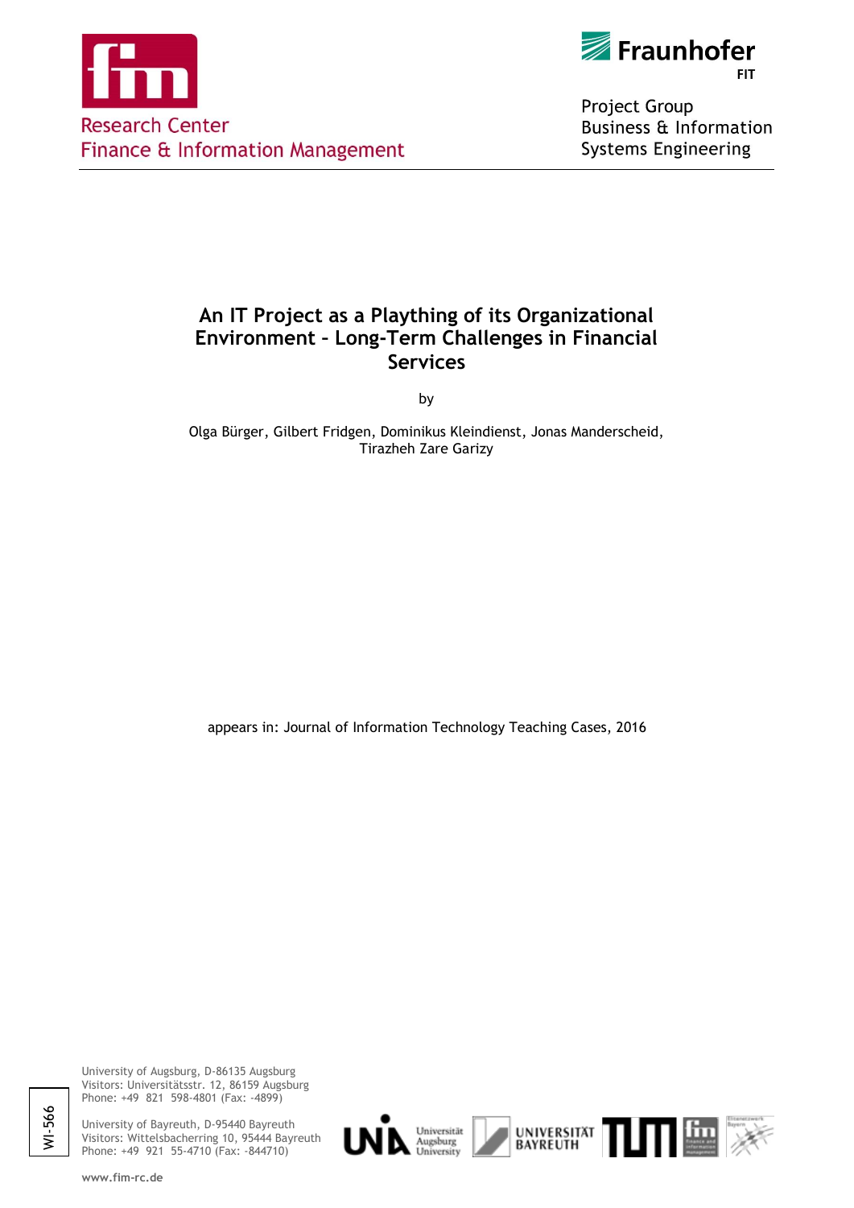Research Center
Finance & Information Management

Fraunhofer
FIT

Project Group
Business & Information
Systems Engineering

# An IT Project as a Plaything of its Organizational Environment – Long-Term Challenges in Financial Services

by

Olga Bürger, Gilbert Fridgen, Dominikus Kleindienst, Jonas Manderscheid, Tirazheh Zare Garizy

appears in: Journal of Information Technology Teaching Cases, 2016

University of Augsburg, D-86135 Augsburg
Visitors: Universitätsstr. 12, 86159 Augsburg
Phone: +49 821 598-4801 (Fax: -4899)

University of Bayreuth, D-95440 Bayreuth
Visitors: Wittelsbacherring 10, 95444 Bayreuth
Phone: +49 921 55-4710 (Fax: -844710)

WI-566

www.fim-rc.de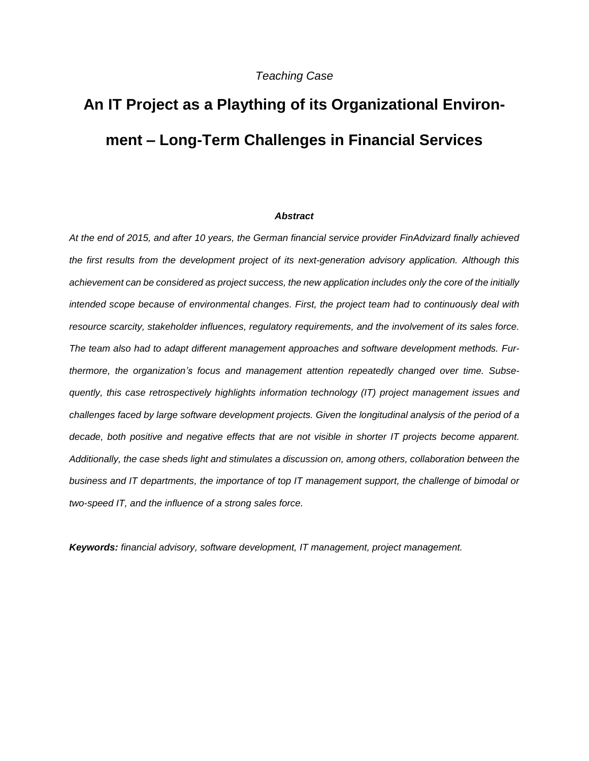*Teaching Case*

# An IT Project as a Plaything of its Organizational Environment – Long-Term Challenges in Financial Services

***Abstract***

*At the end of 2015, and after 10 years, the German financial service provider FinAdvizard finally achieved the first results from the development project of its next-generation advisory application. Although this achievement can be considered as project success, the new application includes only the core of the initially intended scope because of environmental changes. First, the project team had to continuously deal with resource scarcity, stakeholder influences, regulatory requirements, and the involvement of its sales force. The team also had to adapt different management approaches and software development methods. Furthermore, the organization's focus and management attention repeatedly changed over time. Subsequently, this case retrospectively highlights information technology (IT) project management issues and challenges faced by large software development projects. Given the longitudinal analysis of the period of a decade, both positive and negative effects that are not visible in shorter IT projects become apparent. Additionally, the case sheds light and stimulates a discussion on, among others, collaboration between the business and IT departments, the importance of top IT management support, the challenge of bimodal or two-speed IT, and the influence of a strong sales force.*

***Keywords:*** *financial advisory, software development, IT management, project management.*